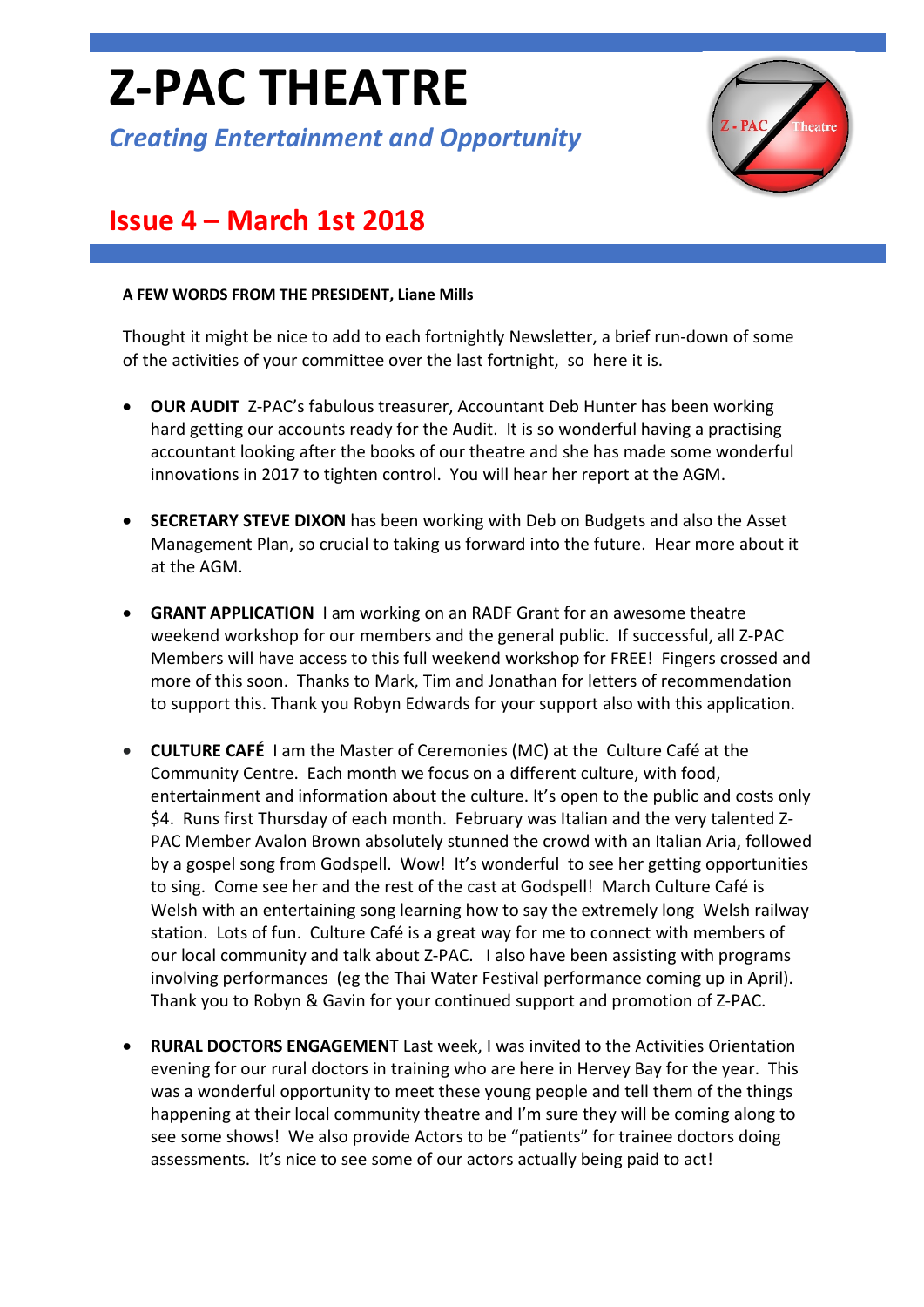# Z-PAC THEATRE

*Creating Entertainment and Opportunity*

## Issue 4 – March 1st 2018

**A FEW WORDS FROM THE PRESIDENT, Liane Mills**

Thought it might be nice to add to each fortnightly Newsletter, a brief run-down of some of the activities of your committee over the last fortnight, so here it is.

- **OUR AUDIT** Z-PAC's fabulous treasurer, Accountant Deb Hunter has been working hard getting our accounts ready for the Audit. It is so wonderful having a practising accountant looking after the books of our theatre and she has made some wonderful innovations in 2017 to tighten control. You will hear her report at the AGM.

- **SECRETARY STEVE DIXON** has been working with Deb on Budgets and also the Asset Management Plan, so crucial to taking us forward into the future. Hear more about it at the AGM.

- **GRANT APPLICATION** I am working on an RADF Grant for an awesome theatre weekend workshop for our members and the general public. If successful, all Z-PAC Members will have access to this full weekend workshop for FREE! Fingers crossed and more of this soon. Thanks to Mark, Tim and Jonathan for letters of recommendation to support this. Thank you Robyn Edwards for your support also with this application.

- **CULTURE CAFÉ** I am the Master of Ceremonies (MC) at the Culture Café at the Community Centre. Each month we focus on a different culture, with food, entertainment and information about the culture. It's open to the public and costs only $4. Runs first Thursday of each month. February was Italian and the very talented Z-PAC Member Avalon Brown absolutely stunned the crowd with an Italian Aria, followed by a gospel song from Godspell. Wow! It's wonderful to see her getting opportunities to sing. Come see her and the rest of the cast at Godspell! March Culture Café is Welsh with an entertaining song learning how to say the extremely long Welsh railway station. Lots of fun. Culture Café is a great way for me to connect with members of our local community and talk about Z-PAC. I also have been assisting with programs involving performances (eg the Thai Water Festival performance coming up in April). Thank you to Robyn & Gavin for your continued support and promotion of Z-PAC.

- **RURAL DOCTORS ENGAGEMENT** Last week, I was invited to the Activities Orientation evening for our rural doctors in training who are here in Hervey Bay for the year. This was a wonderful opportunity to meet these young people and tell them of the things happening at their local community theatre and I'm sure they will be coming along to see some shows! We also provide Actors to be "patients" for trainee doctors doing assessments. It's nice to see some of our actors actually being paid to act!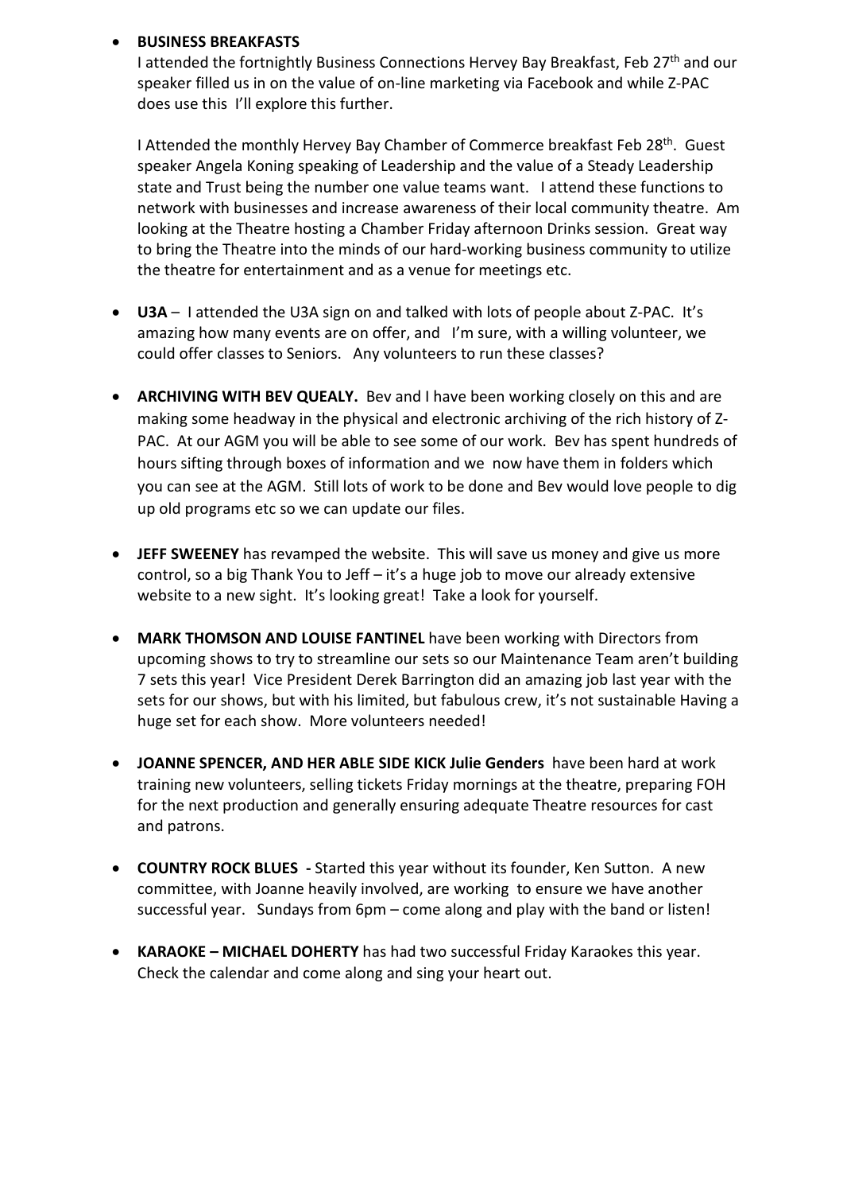- **BUSINESS BREAKFASTS**

  I attended the fortnightly Business Connections Hervey Bay Breakfast, Feb 27th and our speaker filled us in on the value of on-line marketing via Facebook and while Z-PAC does use this I'll explore this further.

  I Attended the monthly Hervey Bay Chamber of Commerce breakfast Feb 28th. Guest speaker Angela Koning speaking of Leadership and the value of a Steady Leadership state and Trust being the number one value teams want. I attend these functions to network with businesses and increase awareness of their local community theatre. Am looking at the Theatre hosting a Chamber Friday afternoon Drinks session. Great way to bring the Theatre into the minds of our hard-working business community to utilize the theatre for entertainment and as a venue for meetings etc.

- **U3A** – I attended the U3A sign on and talked with lots of people about Z-PAC. It's amazing how many events are on offer, and I'm sure, with a willing volunteer, we could offer classes to Seniors. Any volunteers to run these classes?

- **ARCHIVING WITH BEV QUEALY.** Bev and I have been working closely on this and are making some headway in the physical and electronic archiving of the rich history of Z-PAC. At our AGM you will be able to see some of our work. Bev has spent hundreds of hours sifting through boxes of information and we now have them in folders which you can see at the AGM. Still lots of work to be done and Bev would love people to dig up old programs etc so we can update our files.

- **JEFF SWEENEY** has revamped the website. This will save us money and give us more control, so a big Thank You to Jeff – it's a huge job to move our already extensive website to a new sight. It's looking great! Take a look for yourself.

- **MARK THOMSON AND LOUISE FANTINEL** have been working with Directors from upcoming shows to try to streamline our sets so our Maintenance Team aren't building 7 sets this year! Vice President Derek Barrington did an amazing job last year with the sets for our shows, but with his limited, but fabulous crew, it's not sustainable Having a huge set for each show. More volunteers needed!

- **JOANNE SPENCER, AND HER ABLE SIDE KICK Julie Genders** have been hard at work training new volunteers, selling tickets Friday mornings at the theatre, preparing FOH for the next production and generally ensuring adequate Theatre resources for cast and patrons.

- **COUNTRY ROCK BLUES -** Started this year without its founder, Ken Sutton. A new committee, with Joanne heavily involved, are working to ensure we have another successful year. Sundays from 6pm – come along and play with the band or listen!

- **KARAOKE – MICHAEL DOHERTY** has had two successful Friday Karaokes this year. Check the calendar and come along and sing your heart out.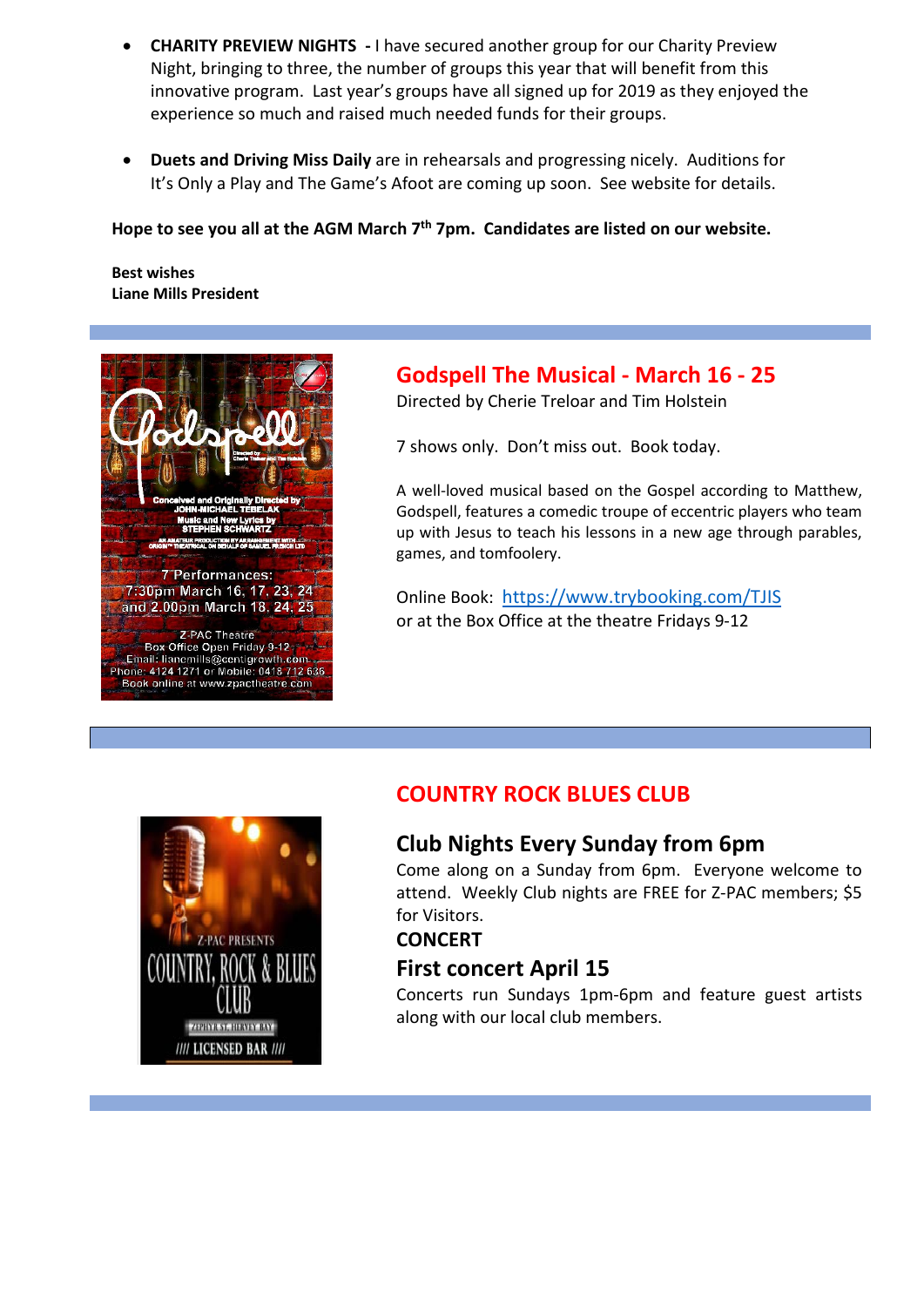- **CHARITY PREVIEW NIGHTS -** I have secured another group for our Charity Preview Night, bringing to three, the number of groups this year that will benefit from this innovative program. Last year's groups have all signed up for 2019 as they enjoyed the experience so much and raised much needed funds for their groups.

- **Duets and Driving Miss Daily** are in rehearsals and progressing nicely. Auditions for It's Only a Play and The Game's Afoot are coming up soon. See website for details.

**Hope to see you all at the AGM March 7th 7pm. Candidates are listed on our website.**

**Best wishes**
**Liane Mills President**

## Godspell The Musical - March 16 - 25

Directed by Cherie Treloar and Tim Holstein

7 shows only. Don't miss out. Book today.

A well-loved musical based on the Gospel according to Matthew, Godspell, features a comedic troupe of eccentric players who team up with Jesus to teach his lessons in a new age through parables, games, and tomfoolery.

Online Book: [https://www.trybooking.com/TJIS](https://www.trybooking.com/TJIS)
or at the Box Office at the theatre Fridays 9-12

## COUNTRY ROCK BLUES CLUB

### Club Nights Every Sunday from 6pm

Come along on a Sunday from 6pm. Everyone welcome to attend. Weekly Club nights are FREE for Z-PAC members; $5 for Visitors.

**CONCERT**

### First concert April 15

Concerts run Sundays 1pm-6pm and feature guest artists along with our local club members.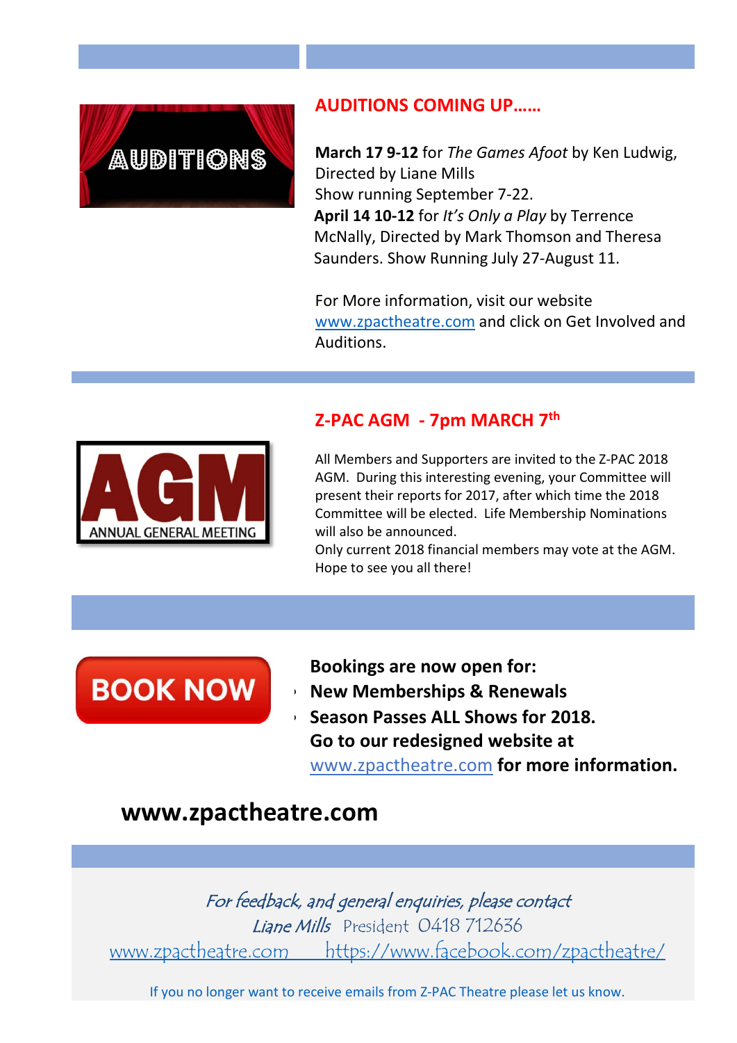## AUDITIONS COMING UP……

**March 17 9-12** for *The Games Afoot* by Ken Ludwig, Directed by Liane Mills
Show running September 7-22.
**April 14 10-12** for *It's Only a Play* by Terrence McNally, Directed by Mark Thomson and Theresa Saunders. Show Running July 27-August 11.

For More information, visit our website www.zpactheatre.com and click on Get Involved and Auditions.

## Z-PAC AGM - 7pm MARCH 7th

All Members and Supporters are invited to the Z-PAC 2018 AGM. During this interesting evening, your Committee will present their reports for 2017, after which time the 2018 Committee will be elected. Life Membership Nominations will also be announced.
Only current 2018 financial members may vote at the AGM.
Hope to see you all there!

**Bookings are now open for:**

- **New Memberships & Renewals**
- **Season Passes ALL Shows for 2018.**

**Go to our redesigned website at** www.zpactheatre.com **for more information.**

**www.zpactheatre.com**

*For feedback, and general enquiries, please contact*
*Liane Mills* President 0418 712636
www.zpactheatre.com https://www.facebook.com/zpactheatre/

If you no longer want to receive emails from Z-PAC Theatre please let us know.